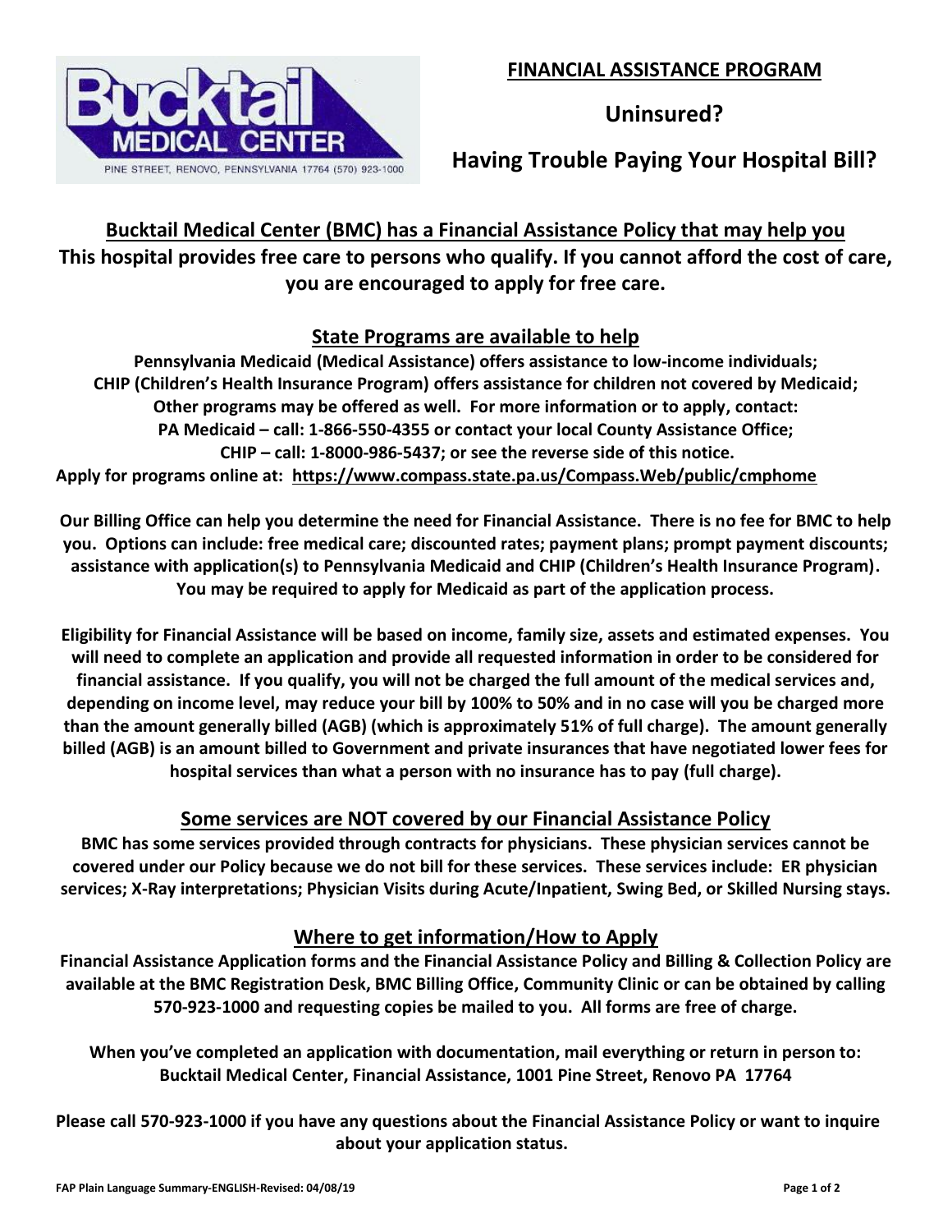Bucktail MEDICAL CENTER

PINE STREET, RENOVO, PENNSYLVANIA 17764 (570) 923-1000

# FINANCIAL ASSISTANCE PROGRAM

## Uninsured?

## Having Trouble Paying Your Hospital Bill?

## Bucktail Medical Center (BMC) has a Financial Assistance Policy that may help you

**This hospital provides free care to persons who qualify. If you cannot afford the cost of care, you are encouraged to apply for free care.**

## State Programs are available to help

**Pennsylvania Medicaid (Medical Assistance) offers assistance to low-income individuals; CHIP (Children's Health Insurance Program) offers assistance for children not covered by Medicaid; Other programs may be offered as well. For more information or to apply, contact: PA Medicaid – call: 1-866-550-4355 or contact your local County Assistance Office; CHIP – call: 1-8000-986-5437; or see the reverse side of this notice.**

**Apply for programs online at: https://www.compass.state.pa.us/Compass.Web/public/cmphome**

**Our Billing Office can help you determine the need for Financial Assistance. There is no fee for BMC to help you. Options can include: free medical care; discounted rates; payment plans; prompt payment discounts; assistance with application(s) to Pennsylvania Medicaid and CHIP (Children's Health Insurance Program). You may be required to apply for Medicaid as part of the application process.**

**Eligibility for Financial Assistance will be based on income, family size, assets and estimated expenses. You will need to complete an application and provide all requested information in order to be considered for financial assistance. If you qualify, you will not be charged the full amount of the medical services and, depending on income level, may reduce your bill by 100% to 50% and in no case will you be charged more than the amount generally billed (AGB) (which is approximately 51% of full charge). The amount generally billed (AGB) is an amount billed to Government and private insurances that have negotiated lower fees for hospital services than what a person with no insurance has to pay (full charge).**

## Some services are NOT covered by our Financial Assistance Policy

**BMC has some services provided through contracts for physicians. These physician services cannot be covered under our Policy because we do not bill for these services. These services include: ER physician services; X-Ray interpretations; Physician Visits during Acute/Inpatient, Swing Bed, or Skilled Nursing stays.**

## Where to get information/How to Apply

**Financial Assistance Application forms and the Financial Assistance Policy and Billing & Collection Policy are available at the BMC Registration Desk, BMC Billing Office, Community Clinic or can be obtained by calling 570-923-1000 and requesting copies be mailed to you. All forms are free of charge.**

**When you've completed an application with documentation, mail everything or return in person to: Bucktail Medical Center, Financial Assistance, 1001 Pine Street, Renovo PA 17764**

**Please call 570-923-1000 if you have any questions about the Financial Assistance Policy or want to inquire about your application status.**

FAP Plain Language Summary-ENGLISH-Revised: 04/08/19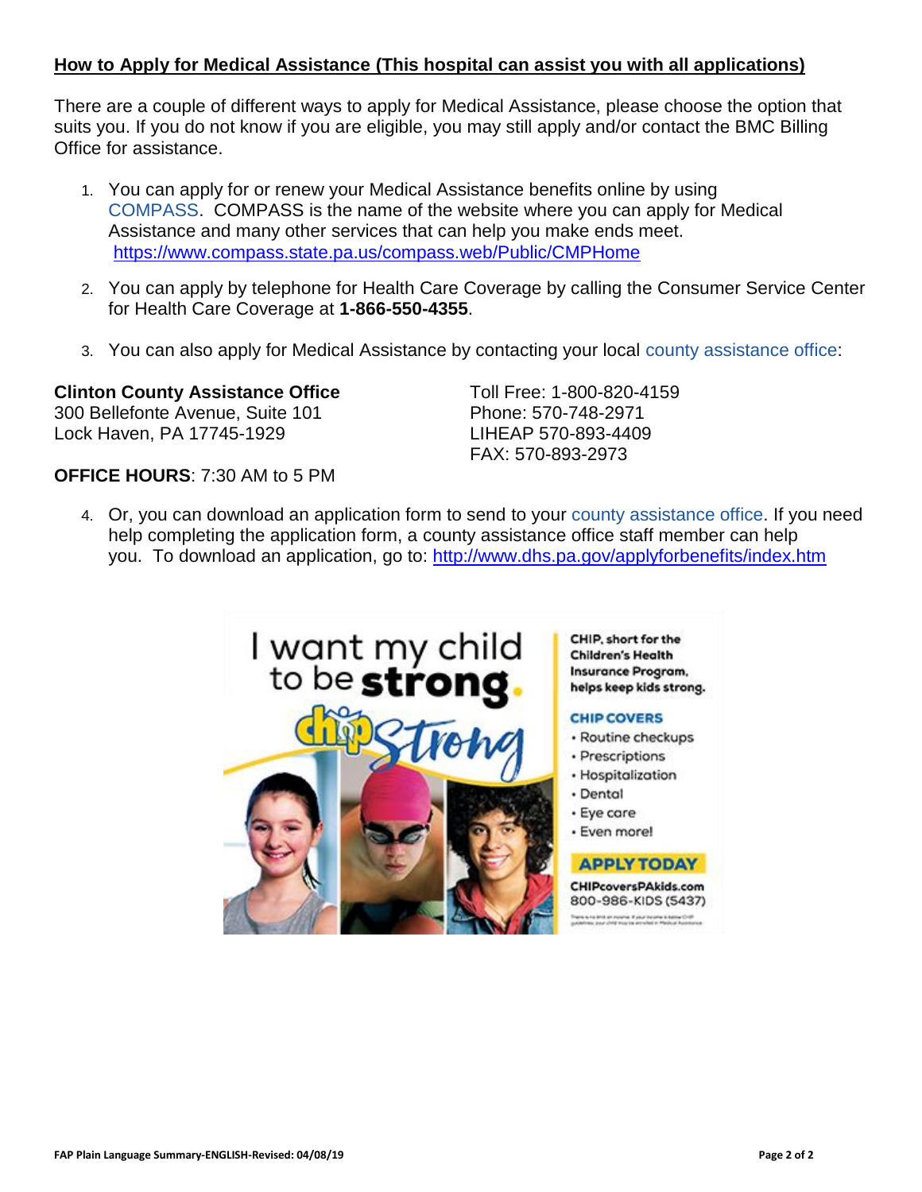**How to Apply for Medical Assistance (This hospital can assist you with all applications)**

There are a couple of different ways to apply for Medical Assistance, please choose the option that suits you. If you do not know if you are eligible, you may still apply and/or contact the BMC Billing Office for assistance.

1. You can apply for or renew your Medical Assistance benefits online by using COMPASS. COMPASS is the name of the website where you can apply for Medical Assistance and many other services that can help you make ends meet. https://www.compass.state.pa.us/compass.web/Public/CMPHome

2. You can apply by telephone for Health Care Coverage by calling the Consumer Service Center for Health Care Coverage at **1-866-550-4355**.

3. You can also apply for Medical Assistance by contacting your local county assistance office:

**Clinton County Assistance Office**
300 Bellefonte Avenue, Suite 101
Lock Haven, PA 17745-1929

Toll Free: 1-800-820-4159
Phone: 570-748-2971
LIHEAP 570-893-4409
FAX: 570-893-2973

**OFFICE HOURS**: 7:30 AM to 5 PM

4. Or, you can download an application form to send to your county assistance office. If you need help completing the application form, a county assistance office staff member can help you. To download an application, go to: http://www.dhs.pa.gov/applyforbenefits/index.htm

I want my child to be **strong**.

chip Strong

CHIP, short for the Children's Health Insurance Program, helps keep kids strong.

**CHIP COVERS**

- Routine checkups
- Prescriptions
- Hospitalization
- Dental
- Eye care
- Even more!

**APPLY TODAY**

CHIPcoversPAkids.com
800-986-KIDS (5437)